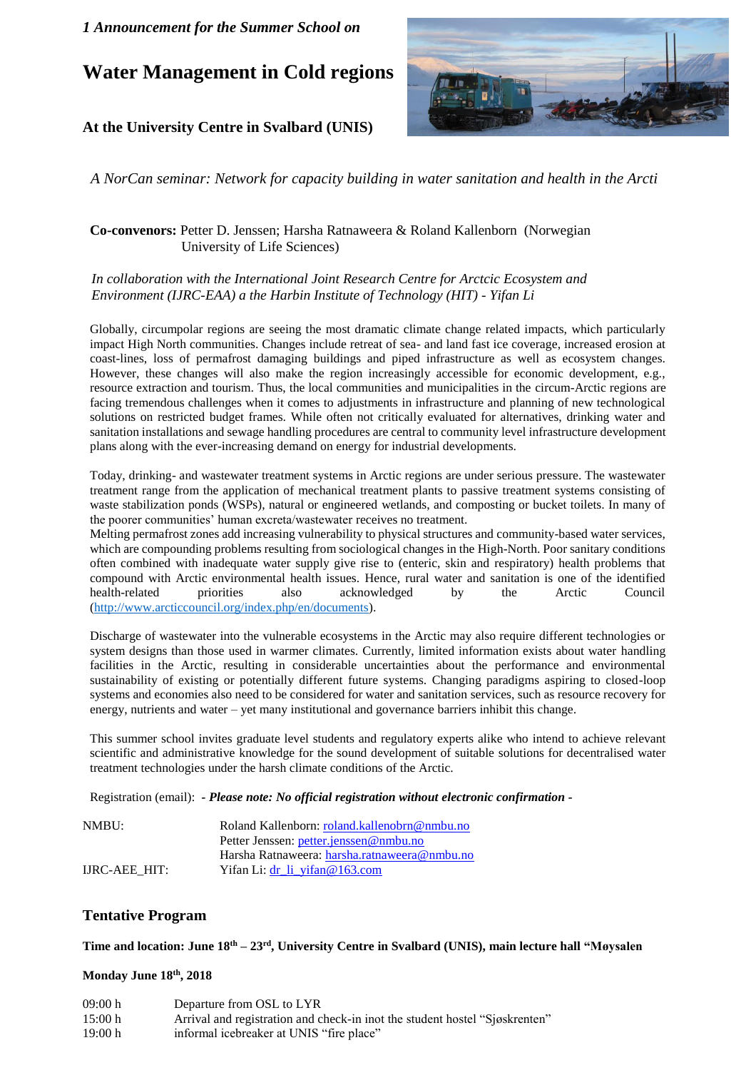*1 Announcement for the Summer School on*

# Water Management in Cold regions

### At the University Centre in Svalbard (UNIS)

*A NorCan seminar: Network for capacity building in water sanitation and health in the Arcti*

**Co-convenors:** Petter D. Jenssen; Harsha Ratnaweera & Roland Kallenborn (Norwegian University of Life Sciences)

*In collaboration with the International Joint Research Centre for Arctcic Ecosystem and Environment (IJRC-EAA) a the Harbin Institute of Technology (HIT) - Yifan Li*

Globally, circumpolar regions are seeing the most dramatic climate change related impacts, which particularly impact High North communities. Changes include retreat of sea- and land fast ice coverage, increased erosion at coast-lines, loss of permafrost damaging buildings and piped infrastructure as well as ecosystem changes. However, these changes will also make the region increasingly accessible for economic development, e.g., resource extraction and tourism. Thus, the local communities and municipalities in the circum-Arctic regions are facing tremendous challenges when it comes to adjustments in infrastructure and planning of new technological solutions on restricted budget frames. While often not critically evaluated for alternatives, drinking water and sanitation installations and sewage handling procedures are central to community level infrastructure development plans along with the ever-increasing demand on energy for industrial developments.

Today, drinking- and wastewater treatment systems in Arctic regions are under serious pressure. The wastewater treatment range from the application of mechanical treatment plants to passive treatment systems consisting of waste stabilization ponds (WSPs), natural or engineered wetlands, and composting or bucket toilets. In many of the poorer communities' human excreta/wastewater receives no treatment.
Melting permafrost zones add increasing vulnerability to physical structures and community-based water services, which are compounding problems resulting from sociological changes in the High-North. Poor sanitary conditions often combined with inadequate water supply give rise to (enteric, skin and respiratory) health problems that compound with Arctic environmental health issues. Hence, rural water and sanitation is one of the identified health-related priorities also acknowledged by the Arctic Council (http://www.arcticcouncil.org/index.php/en/documents).

Discharge of wastewater into the vulnerable ecosystems in the Arctic may also require different technologies or system designs than those used in warmer climates. Currently, limited information exists about water handling facilities in the Arctic, resulting in considerable uncertainties about the performance and environmental sustainability of existing or potentially different future systems. Changing paradigms aspiring to closed-loop systems and economies also need to be considered for water and sanitation services, such as resource recovery for energy, nutrients and water – yet many institutional and governance barriers inhibit this change.

This summer school invites graduate level students and regulatory experts alike who intend to achieve relevant scientific and administrative knowledge for the sound development of suitable solutions for decentralised water treatment technologies under the harsh climate conditions of the Arctic.

Registration (email): ***- Please note: No official registration without electronic confirmation -***

| | |
|---|---|
| NMBU: | Roland Kallenborn: roland.kallenobrn@nmbu.no |
| | Petter Jenssen: petter.jenssen@nmbu.no |
| | Harsha Ratnaweera: harsha.ratnaweera@nmbu.no |
| IJRC-AEE_HIT: | Yifan Li: dr_li_yifan@163.com |

## Tentative Program

**Time and location: June 18th – 23rd, University Centre in Svalbard (UNIS), main lecture hall "Møysalen**

**Monday June 18th, 2018**

| | |
|---|---|
| 09:00 h | Departure from OSL to LYR |
| 15:00 h | Arrival and registration and check-in inot the student hostel "Sjøskrenten" |
| 19:00 h | informal icebreaker at UNIS "fire place" |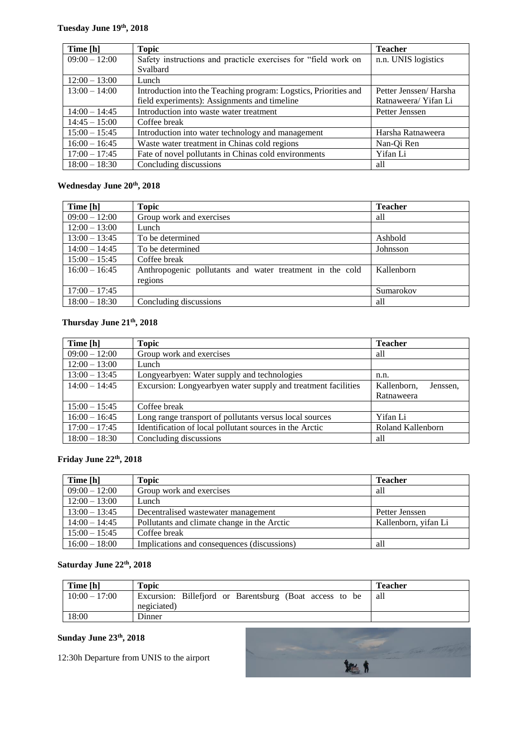**Tuesday June 19th, 2018**

| Time [h] | Topic | Teacher |
|---|---|---|
| 09:00 – 12:00 | Safety instructions and practicle exercises for "field work on Svalbard | n.n. UNIS logistics |
| 12:00 – 13:00 | Lunch | |
| 13:00 – 14:00 | Introduction into the Teaching program: Logstics, Priorities and field experiments): Assignments and timeline | Petter Jenssen/ Harsha Ratnaweera/ Yifan Li |
| 14:00 – 14:45 | Introduction into waste water treatment | Petter Jenssen |
| 14:45 – 15:00 | Coffee break | |
| 15:00 – 15:45 | Introduction into water technology and management | Harsha Ratnaweera |
| 16:00 – 16:45 | Waste water treatment in Chinas cold regions | Nan-Qi Ren |
| 17:00 – 17:45 | Fate of novel pollutants in Chinas cold environments | Yifan Li |
| 18:00 – 18:30 | Concluding discussions | all |

**Wednesday June 20th, 2018**

| Time [h] | Topic | Teacher |
|---|---|---|
| 09:00 – 12:00 | Group work and exercises | all |
| 12:00 – 13:00 | Lunch | |
| 13:00 – 13:45 | To be determined | Ashbold |
| 14:00 – 14:45 | To be determined | Johnsson |
| 15:00 – 15:45 | Coffee break | |
| 16:00 – 16:45 | Anthropogenic pollutants and water treatment in the cold regions | Kallenborn |
| 17:00 – 17:45 | | Sumarokov |
| 18:00 – 18:30 | Concluding discussions | all |

**Thursday June 21th, 2018**

| Time [h] | Topic | Teacher |
|---|---|---|
| 09:00 – 12:00 | Group work and exercises | all |
| 12:00 – 13:00 | Lunch | |
| 13:00 – 13:45 | Longyearbyen: Water supply and technologies | n.n. |
| 14:00 – 14:45 | Excursion: Longyearbyen water supply and treatment facilities | Kallenborn, Jenssen, Ratnaweera |
| 15:00 – 15:45 | Coffee break | |
| 16:00 – 16:45 | Long range transport of pollutants versus local sources | Yifan Li |
| 17:00 – 17:45 | Identification of local pollutant sources in the Arctic | Roland Kallenborn |
| 18:00 – 18:30 | Concluding discussions | all |

**Friday June 22th, 2018**

| Time [h] | Topic | Teacher |
|---|---|---|
| 09:00 – 12:00 | Group work and exercises | all |
| 12:00 – 13:00 | Lunch | |
| 13:00 – 13:45 | Decentralised wastewater management | Petter Jenssen |
| 14:00 – 14:45 | Pollutants and climate change in the Arctic | Kallenborn, yifan Li |
| 15:00 – 15:45 | Coffee break | |
| 16:00 – 18:00 | Implications and consequences (discussions) | all |

**Saturday June 22th, 2018**

| Time [h] | Topic | Teacher |
|---|---|---|
| 10:00 – 17:00 | Excursion: Billefjord or Barentsburg (Boat access to be negiciated) | all |
| 18:00 | Dinner | |

**Sunday June 23th, 2018**

12:30h Departure from UNIS to the airport